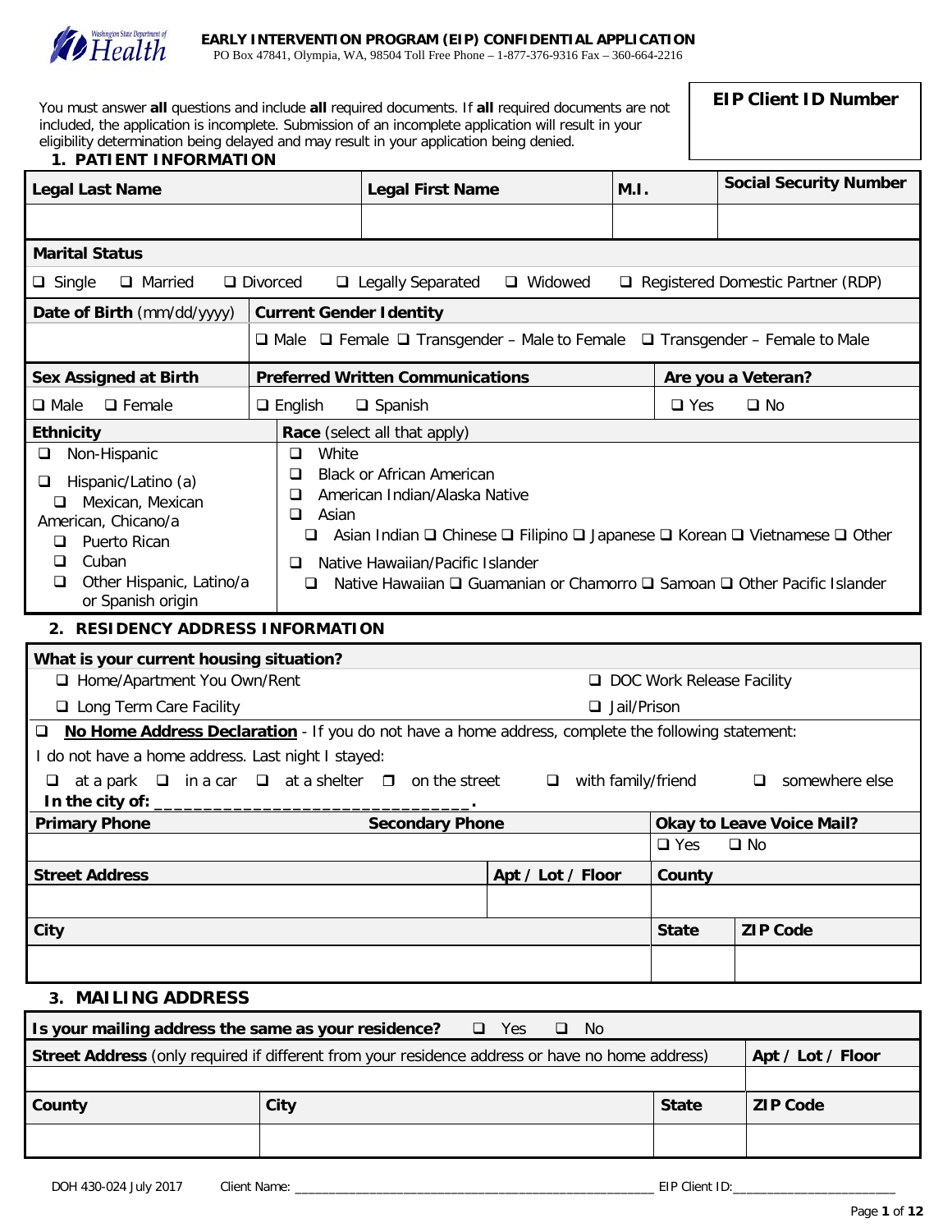# EARLY INTERVENTION PROGRAM (EIP) CONFIDENTIAL APPLICATION

PO Box 47841, Olympia, WA, 98504 Toll Free Phone – 1-877-376-9316 Fax – 360-664-2216

You must answer **all** questions and include **all** required documents. If **all** required documents are not included, the application is incomplete. Submission of an incomplete application will result in your eligibility determination being delayed and may result in your application being denied.

| EIP Client ID Number |
|---|
| |

## 1. PATIENT INFORMATION

| Legal Last Name | Legal First Name | M.I. | Social Security Number |
|---|---|---|---|
| | | | |

**Marital Status**

❑ Single ❑ Married ❑ Divorced ❑ Legally Separated ❑ Widowed ❑ Registered Domestic Partner (RDP)

| Date of Birth (mm/dd/yyyy) | Current Gender Identity |
|---|---|
| | ❑ Male ❑ Female ❑ Transgender – Male to Female ❑ Transgender – Female to Male |

| Sex Assigned at Birth | Preferred Written Communications | Are you a Veteran? |
|---|---|---|
| ❑ Male ❑ Female | ❑ English ❑ Spanish | ❑ Yes ❑ No |

| Ethnicity | Race (select all that apply) |
|---|---|
| ❑ Non-Hispanic<br>❑ Hispanic/Latino (a)<br>❑ Mexican, Mexican American, Chicano/a<br>❑ Puerto Rican<br>❑ Cuban<br>❑ Other Hispanic, Latino/a or Spanish origin | ❑ White<br>❑ Black or African American<br>❑ American Indian/Alaska Native<br>❑ Asian<br>❑ Asian Indian ❑ Chinese ❑ Filipino ❑ Japanese ❑ Korean ❑ Vietnamese ❑ Other<br>❑ Native Hawaiian/Pacific Islander<br>❑ Native Hawaiian ❑ Guamanian or Chamorro ❑ Samoan ❑ Other Pacific Islander |

## 2. RESIDENCY ADDRESS INFORMATION

**What is your current housing situation?**

❑ Home/Apartment You Own/Rent ❑ DOC Work Release Facility

❑ Long Term Care Facility ❑ Jail/Prison

❑ **No Home Address Declaration** - If you do not have a home address, complete the following statement:

I do not have a home address. Last night I stayed:

❑ at a park ❑ in a car ❑ at a shelter ❑ on the street ❑ with family/friend ❑ somewhere else

**In the city of:** ______________________________.

| Primary Phone | Secondary Phone | Okay to Leave Voice Mail? |
|---|---|---|
| | | ❑ Yes ❑ No |

| Street Address | Apt / Lot / Floor | County |
|---|---|---|
| | | |

| City | State | ZIP Code |
|---|---|---|
| | | |

## 3. MAILING ADDRESS

**Is your mailing address the same as your residence?** ❑ Yes ❑ No

| Street Address (only required if different from your residence address or have no home address) | Apt / Lot / Floor |
|---|---|
| | |

| County | City | State | ZIP Code |
|---|---|---|---|
| | | | |

DOH 430-024 July 2017 Client Name: ______________________________ EIP Client ID: ____________________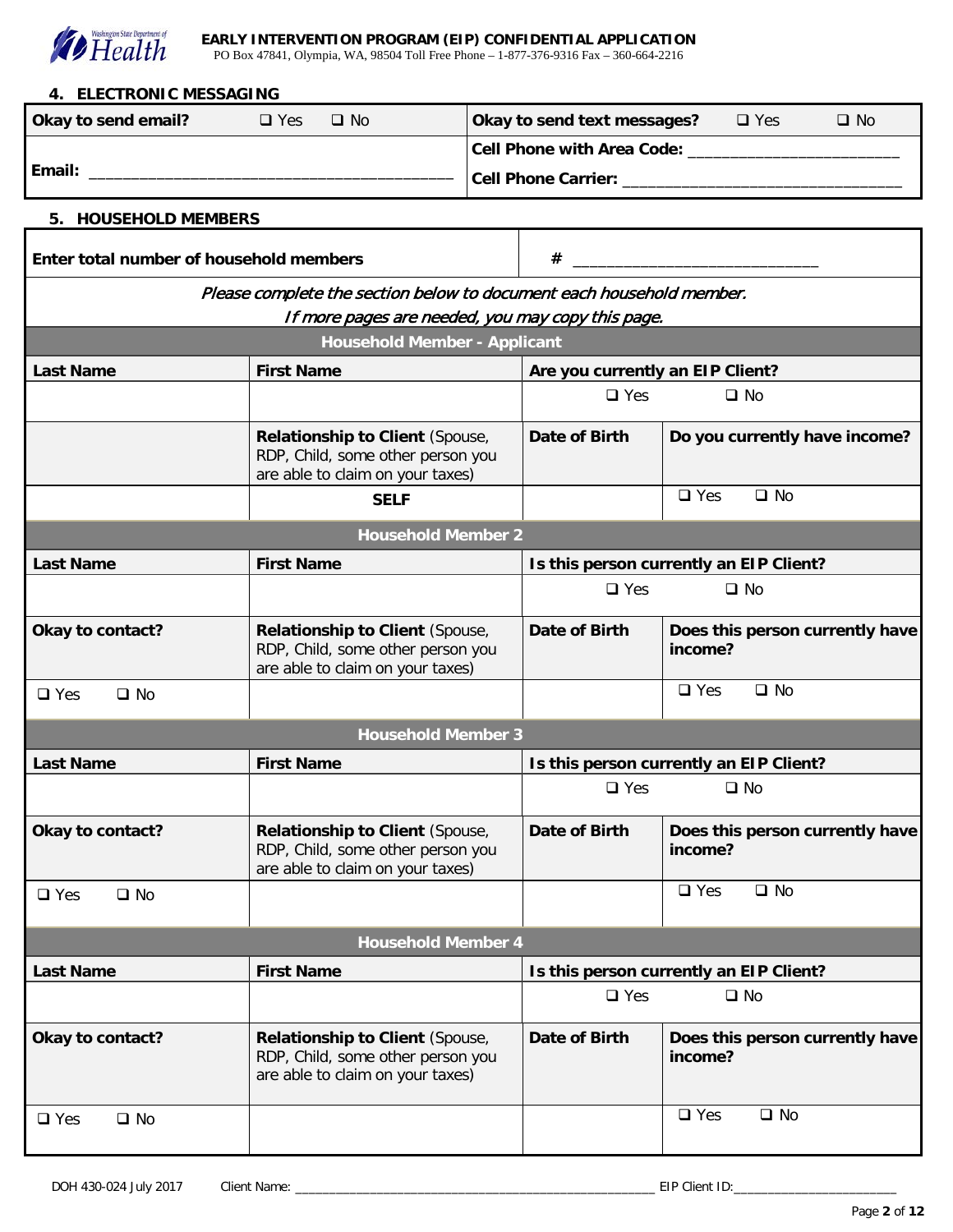**EARLY INTERVENTION PROGRAM (EIP) CONFIDENTIAL APPLICATION**
PO Box 47841, Olympia, WA, 98504 Toll Free Phone – 1-877-376-9316 Fax – 360-664-2216

## 4. ELECTRONIC MESSAGING

| **Okay to send email?** ❑ Yes ❑ No | **Okay to send text messages?** ❑ Yes ❑ No |
|---|---|
| **Email:** ________________________________________ | **Cell Phone with Area Code:** ______________________ |
| | **Cell Phone Carrier:** ______________________________ |

## 5. HOUSEHOLD MEMBERS

| **Enter total number of household members** | # ____________________________ |
|---|---|

*Please complete the section below to document each household member.*
*If more pages are needed, you may copy this page.*

**Household Member - Applicant**

| **Last Name** | **First Name** | **Are you currently an EIP Client?** | |
|---|---|---|---|
| | | ❑ Yes ❑ No | |
| | **Relationship to Client** (Spouse, RDP, Child, some other person you are able to claim on your taxes) | **Date of Birth** | **Do you currently have income?** |
| | **SELF** | | ❑ Yes ❑ No |

**Household Member 2**

| **Last Name** | **First Name** | **Is this person currently an EIP Client?** | |
|---|---|---|---|
| | | ❑ Yes ❑ No | |
| **Okay to contact?** | **Relationship to Client** (Spouse, RDP, Child, some other person you are able to claim on your taxes) | **Date of Birth** | **Does this person currently have income?** |
| ❑ Yes ❑ No | | | ❑ Yes ❑ No |

**Household Member 3**

| **Last Name** | **First Name** | **Is this person currently an EIP Client?** | |
|---|---|---|---|
| | | ❑ Yes ❑ No | |
| **Okay to contact?** | **Relationship to Client** (Spouse, RDP, Child, some other person you are able to claim on your taxes) | **Date of Birth** | **Does this person currently have income?** |
| ❑ Yes ❑ No | | | ❑ Yes ❑ No |

**Household Member 4**

| **Last Name** | **First Name** | **Is this person currently an EIP Client?** | |
|---|---|---|---|
| | | ❑ Yes ❑ No | |
| **Okay to contact?** | **Relationship to Client** (Spouse, RDP, Child, some other person you are able to claim on your taxes) | **Date of Birth** | **Does this person currently have income?** |
| ❑ Yes ❑ No | | | ❑ Yes ❑ No |

DOH 430-024 July 2017 Client Name: ____________________________________________ EIP Client ID:______________________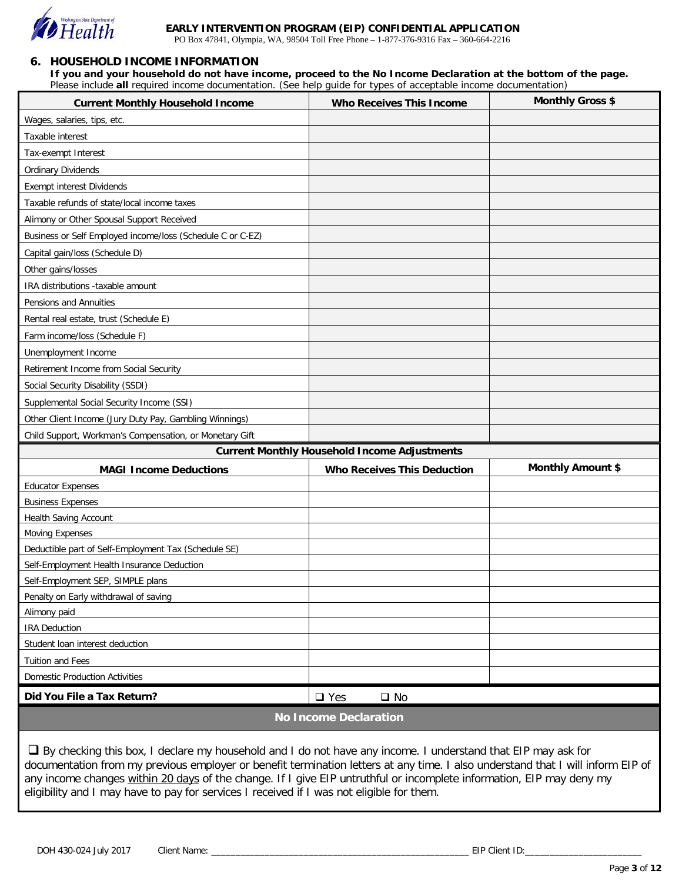**EARLY INTERVENTION PROGRAM (EIP) CONFIDENTIAL APPLICATION**

PO Box 47841, Olympia, WA, 98504 Toll Free Phone – 1-877-376-9316 Fax – 360-664-2216

## 6. HOUSEHOLD INCOME INFORMATION

**If you and your household do not have income, proceed to the No Income Declaration at the bottom of the page.**

Please include **all** required income documentation. (See help guide for types of acceptable income documentation)

| Current Monthly Household Income | Who Receives This Income | Monthly Gross $ |
|---|---|---|
| Wages, salaries, tips, etc. | | |
| Taxable interest | | |
| Tax-exempt Interest | | |
| Ordinary Dividends | | |
| Exempt interest Dividends | | |
| Taxable refunds of state/local income taxes | | |
| Alimony or Other Spousal Support Received | | |
| Business or Self Employed income/loss (Schedule C or C-EZ) | | |
| Capital gain/loss (Schedule D) | | |
| Other gains/losses | | |
| IRA distributions -taxable amount | | |
| Pensions and Annuities | | |
| Rental real estate, trust (Schedule E) | | |
| Farm income/loss (Schedule F) | | |
| Unemployment Income | | |
| Retirement Income from Social Security | | |
| Social Security Disability (SSDI) | | |
| Supplemental Social Security Income (SSI) | | |
| Other Client Income (Jury Duty Pay, Gambling Winnings) | | |
| Child Support, Workman's Compensation, or Monetary Gift | | |

**Current Monthly Household Income Adjustments**

| MAGI Income Deductions | Who Receives This Deduction | Monthly Amount $ |
|---|---|---|
| Educator Expenses | | |
| Business Expenses | | |
| Health Saving Account | | |
| Moving Expenses | | |
| Deductible part of Self-Employment Tax (Schedule SE) | | |
| Self-Employment Health Insurance Deduction | | |
| Self-Employment SEP, SIMPLE plans | | |
| Penalty on Early withdrawal of saving | | |
| Alimony paid | | |
| IRA Deduction | | |
| Student loan interest deduction | | |
| Tuition and Fees | | |
| Domestic Production Activities | | |
| **Did You File a Tax Return?** | ☐ Yes ☐ No | |

**No Income Declaration**

☐ By checking this box, I declare my household and I do not have any income. I understand that EIP may ask for documentation from my previous employer or benefit termination letters at any time. I also understand that I will inform EIP of any income changes within 20 days of the change. If I give EIP untruthful or incomplete information, EIP may deny my eligibility and I may have to pay for services I received if I was not eligible for them.

DOH 430-024 July 2017 Client Name: ____________________ EIP Client ID: ____________________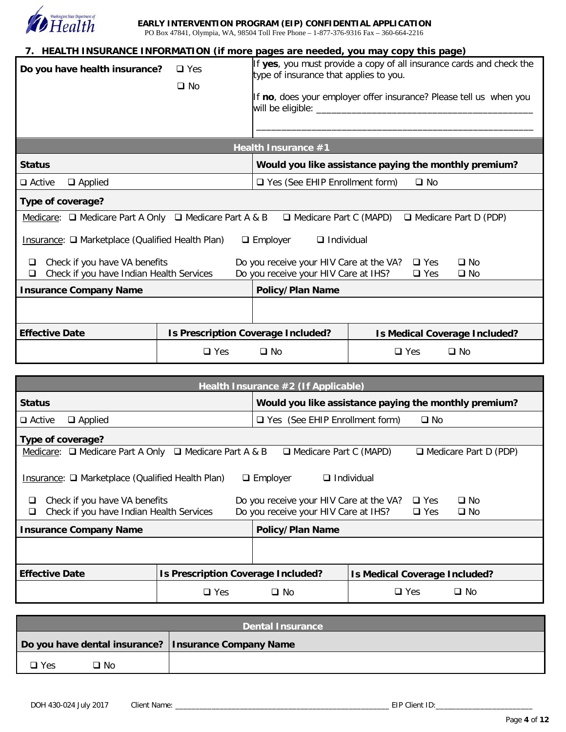**EARLY INTERVENTION PROGRAM (EIP) CONFIDENTIAL APPLICATION**
PO Box 47841, Olympia, WA, 98504 Toll Free Phone – 1-877-376-9316 Fax – 360-664-2216

## 7. HEALTH INSURANCE INFORMATION (if more pages are needed, you may copy this page)

| **Do you have health insurance?** ❑ Yes ❑ No | If **yes**, you must provide a copy of all insurance cards and check the type of insurance that applies to you. If **no**, does your employer offer insurance? Please tell us when you will be eligible: ________________________________________ ______________________________________________________ |
|---|---|

### Health Insurance #1

| **Status** | **Would you like assistance paying the monthly premium?** |
|---|---|
| ❑ Active ❑ Applied | ❑ Yes (See EHIP Enrollment form) ❑ No |

**Type of coverage?**

Medicare: ❑ Medicare Part A Only ❑ Medicare Part A & B ❑ Medicare Part C (MAPD) ❑ Medicare Part D (PDP)

Insurance: ❑ Marketplace (Qualified Health Plan) ❑ Employer ❑ Individual

❑ Check if you have VA benefits — Do you receive your HIV Care at the VA? ❑ Yes ❑ No
❑ Check if you have Indian Health Services — Do you receive your HIV Care at IHS? ❑ Yes ❑ No

| **Insurance Company Name** | **Policy/Plan Name** |
|---|---|
| | |

| **Effective Date** | **Is Prescription Coverage Included?** | **Is Medical Coverage Included?** |
|---|---|---|
| | ❑ Yes ❑ No | ❑ Yes ❑ No |

### Health Insurance #2 (If Applicable)

| **Status** | **Would you like assistance paying the monthly premium?** |
|---|---|
| ❑ Active ❑ Applied | ❑ Yes (See EHIP Enrollment form) ❑ No |

**Type of coverage?**

Medicare: ❑ Medicare Part A Only ❑ Medicare Part A & B ❑ Medicare Part C (MAPD) ❑ Medicare Part D (PDP)

Insurance: ❑ Marketplace (Qualified Health Plan) ❑ Employer ❑ Individual

❑ Check if you have VA benefits — Do you receive your HIV Care at the VA? ❑ Yes ❑ No
❑ Check if you have Indian Health Services — Do you receive your HIV Care at IHS? ❑ Yes ❑ No

| **Insurance Company Name** | **Policy/Plan Name** |
|---|---|
| | |

| **Effective Date** | **Is Prescription Coverage Included?** | **Is Medical Coverage Included?** |
|---|---|---|
| | ❑ Yes ❑ No | ❑ Yes ❑ No |

### Dental Insurance

| **Do you have dental insurance?** | **Insurance Company Name** |
|---|---|
| ❑ Yes ❑ No | |

DOH 430-024 July 2017 Client Name: ____________________________________________ EIP Client ID:______________________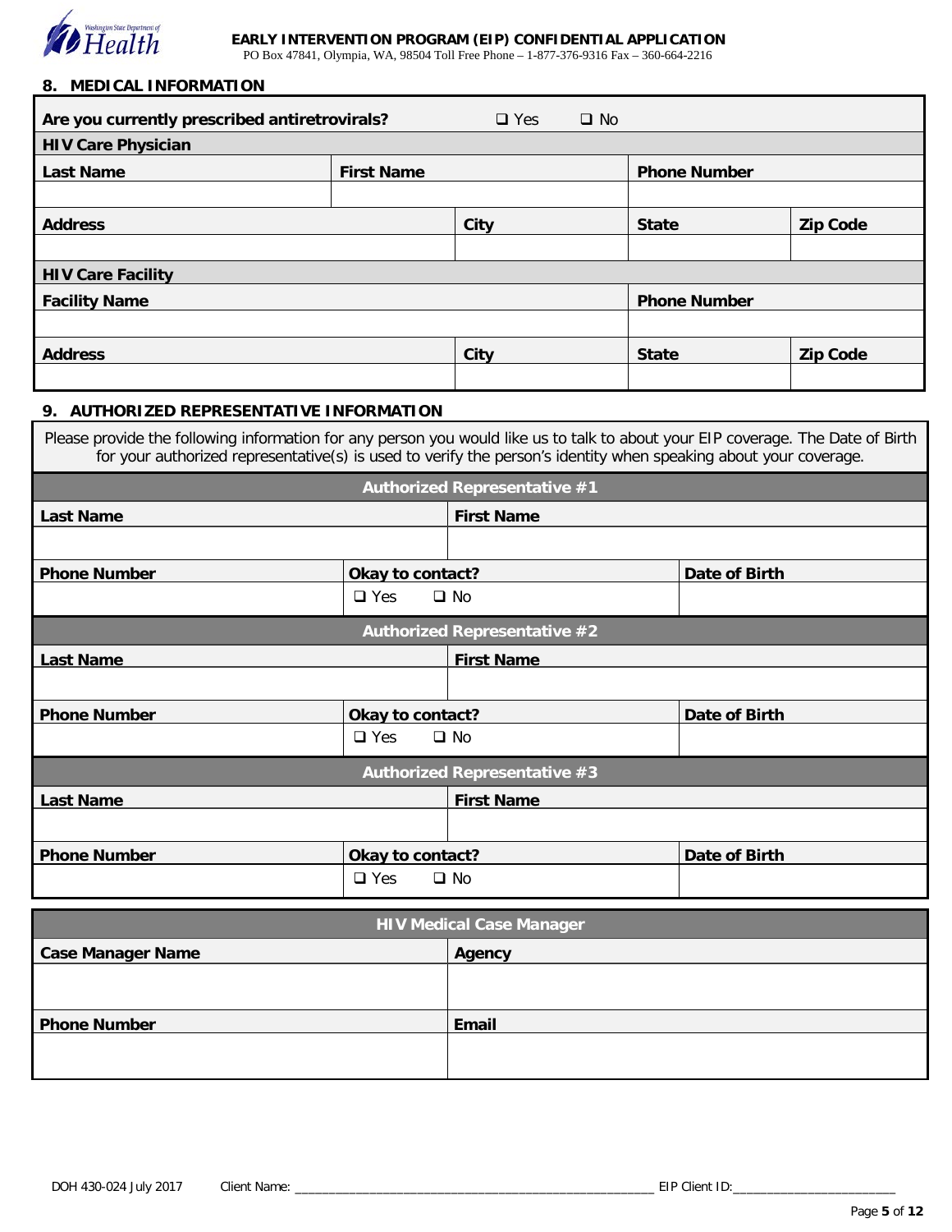**EARLY INTERVENTION PROGRAM (EIP) CONFIDENTIAL APPLICATION**
PO Box 47841, Olympia, WA, 98504 Toll Free Phone – 1-877-376-9316 Fax – 360-664-2216

## 8. MEDICAL INFORMATION

**Are you currently prescribed antiretrovirals?** ❑ Yes ❑ No

**HIV Care Physician**

| Last Name | First Name | Phone Number | |
|---|---|---|---|
| | | | |
| **Address** | **City** | **State** | **Zip Code** |
| | | | |

**HIV Care Facility**

| Facility Name | | Phone Number | |
|---|---|---|---|
| | | | |
| **Address** | **City** | **State** | **Zip Code** |
| | | | |

## 9. AUTHORIZED REPRESENTATIVE INFORMATION

Please provide the following information for any person you would like us to talk to about your EIP coverage. The Date of Birth for your authorized representative(s) is used to verify the person's identity when speaking about your coverage.

**Authorized Representative #1**

| Last Name | First Name | |
|---|---|---|
| | | |
| **Phone Number** | **Okay to contact?** | **Date of Birth** |
| | ❑ Yes ❑ No | |

**Authorized Representative #2**

| Last Name | First Name | |
|---|---|---|
| | | |
| **Phone Number** | **Okay to contact?** | **Date of Birth** |
| | ❑ Yes ❑ No | |

**Authorized Representative #3**

| Last Name | First Name | |
|---|---|---|
| | | |
| **Phone Number** | **Okay to contact?** | **Date of Birth** |
| | ❑ Yes ❑ No | |

**HIV Medical Case Manager**

| Case Manager Name | Agency |
|---|---|
| | |
| **Phone Number** | **Email** |
| | |

DOH 430-024 July 2017 Client Name: ____________________ EIP Client ID: ____________________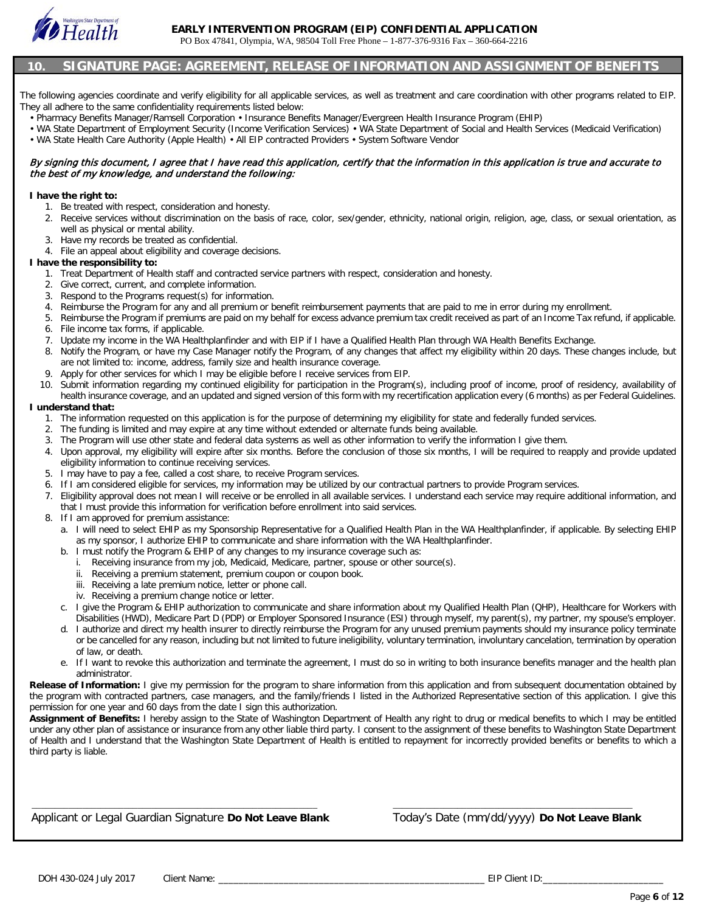**EARLY INTERVENTION PROGRAM (EIP) CONFIDENTIAL APPLICATION**
PO Box 47841, Olympia, WA, 98504 Toll Free Phone – 1-877-376-9316 Fax – 360-664-2216

## 10. SIGNATURE PAGE: AGREEMENT, RELEASE OF INFORMATION AND ASSIGNMENT OF BENEFITS

The following agencies coordinate and verify eligibility for all applicable services, as well as treatment and care coordination with other programs related to EIP. They all adhere to the same confidentiality requirements listed below:

- Pharmacy Benefits Manager/Ramsell Corporation • Insurance Benefits Manager/Evergreen Health Insurance Program (EHIP)
- WA State Department of Employment Security (Income Verification Services) • WA State Department of Social and Health Services (Medicaid Verification)
- WA State Health Care Authority (Apple Health) • All EIP contracted Providers • System Software Vendor

*By signing this document, I agree that I have read this application, certify that the information in this application is true and accurate to the best of my knowledge, and understand the following:*

**I have the right to:**

1. Be treated with respect, consideration and honesty.
2. Receive services without discrimination on the basis of race, color, sex/gender, ethnicity, national origin, religion, age, class, or sexual orientation, as well as physical or mental ability.
3. Have my records be treated as confidential.
4. File an appeal about eligibility and coverage decisions.

**I have the responsibility to:**

1. Treat Department of Health staff and contracted service partners with respect, consideration and honesty.
2. Give correct, current, and complete information.
3. Respond to the Programs request(s) for information.
4. Reimburse the Program for any and all premium or benefit reimbursement payments that are paid to me in error during my enrollment.
5. Reimburse the Program if premiums are paid on my behalf for excess advance premium tax credit received as part of an Income Tax refund, if applicable.
6. File income tax forms, if applicable.
7. Update my income in the WA Healthplanfinder and with EIP if I have a Qualified Health Plan through WA Health Benefits Exchange.
8. Notify the Program, or have my Case Manager notify the Program, of any changes that affect my eligibility within 20 days. These changes include, but are not limited to: income, address, family size and health insurance coverage.
9. Apply for other services for which I may be eligible before I receive services from EIP.
10. Submit information regarding my continued eligibility for participation in the Program(s), including proof of income, proof of residency, availability of health insurance coverage, and an updated and signed version of this form with my recertification application every (6 months) as per Federal Guidelines.

**I understand that:**

1. The information requested on this application is for the purpose of determining my eligibility for state and federally funded services.
2. The funding is limited and may expire at any time without extended or alternate funds being available.
3. The Program will use other state and federal data systems as well as other information to verify the information I give them.
4. Upon approval, my eligibility will expire after six months. Before the conclusion of those six months, I will be required to reapply and provide updated eligibility information to continue receiving services.
5. I may have to pay a fee, called a cost share, to receive Program services.
6. If I am considered eligible for services, my information may be utilized by our contractual partners to provide Program services.
7. Eligibility approval does not mean I will receive or be enrolled in all available services. I understand each service may require additional information, and that I must provide this information for verification before enrollment into said services.
8. If I am approved for premium assistance:
   a. I will need to select EHIP as my Sponsorship Representative for a Qualified Health Plan in the WA Healthplanfinder, if applicable. By selecting EHIP as my sponsor, I authorize EHIP to communicate and share information with the WA Healthplanfinder.
   b. I must notify the Program & EHIP of any changes to my insurance coverage such as:
      i. Receiving insurance from my job, Medicaid, Medicare, partner, spouse or other source(s).
      ii. Receiving a premium statement, premium coupon or coupon book.
      iii. Receiving a late premium notice, letter or phone call.
      iv. Receiving a premium change notice or letter.
   c. I give the Program & EHIP authorization to communicate and share information about my Qualified Health Plan (QHP), Healthcare for Workers with Disabilities (HWD), Medicare Part D (PDP) or Employer Sponsored Insurance (ESI) through myself, my parent(s), my partner, my spouse's employer.
   d. I authorize and direct my health insurer to directly reimburse the Program for any unused premium payments should my insurance policy terminate or be cancelled for any reason, including but not limited to future ineligibility, voluntary termination, involuntary cancelation, termination by operation of law, or death.
   e. If I want to revoke this authorization and terminate the agreement, I must do so in writing to both insurance benefits manager and the health plan administrator.

**Release of Information:** I give my permission for the program to share information from this application and from subsequent documentation obtained by the program with contracted partners, case managers, and the family/friends I listed in the Authorized Representative section of this application. I give this permission for one year and 60 days from the date I sign this authorization.

**Assignment of Benefits:** I hereby assign to the State of Washington Department of Health any right to drug or medical benefits to which I may be entitled under any other plan of assistance or insurance from any other liable third party. I consent to the assignment of these benefits to Washington State Department of Health and I understand that the Washington State Department of Health is entitled to repayment for incorrectly provided benefits or benefits to which a third party is liable.

\_\_\_\_\_\_\_\_\_\_\_\_\_\_\_\_\_\_\_\_\_\_\_\_\_\_\_\_\_\_\_\_\_\_\_\_\_\_\_\_
Applicant or Legal Guardian Signature **Do Not Leave Blank**

\_\_\_\_\_\_\_\_\_\_\_\_\_\_\_\_\_\_\_\_\_\_\_\_\_\_\_\_\_\_\_\_\_\_\_\_\_\_\_\_
Today's Date (mm/dd/yyyy) **Do Not Leave Blank**

DOH 430-024 July 2017 Client Name: \_\_\_\_\_\_\_\_\_\_\_\_\_\_\_\_\_\_\_\_\_\_\_\_\_\_\_\_\_\_ EIP Client ID: \_\_\_\_\_\_\_\_\_\_\_\_\_\_\_\_\_\_\_\_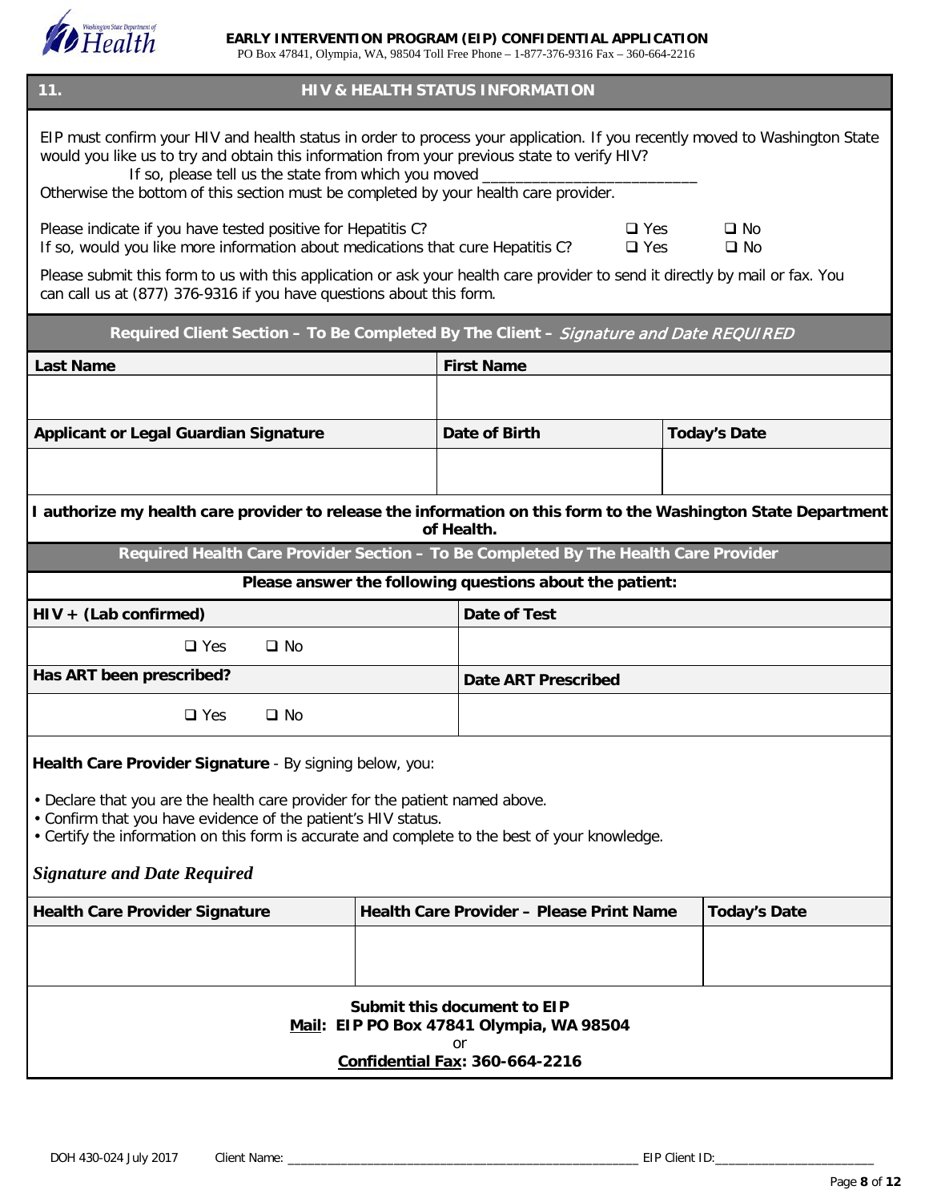**EARLY INTERVENTION PROGRAM (EIP) CONFIDENTIAL APPLICATION**
PO Box 47841, Olympia, WA, 98504 Toll Free Phone – 1-877-376-9316 Fax – 360-664-2216

## 11. HIV & HEALTH STATUS INFORMATION

EIP must confirm your HIV and health status in order to process your application. If you recently moved to Washington State would you like us to try and obtain this information from your previous state to verify HIV?

If so, please tell us the state from which you moved ___________________________

Otherwise the bottom of this section must be completed by your health care provider.

Please indicate if you have tested positive for Hepatitis C? ☐ Yes ☐ No

If so, would you like more information about medications that cure Hepatitis C? ☐ Yes ☐ No

Please submit this form to us with this application or ask your health care provider to send it directly by mail or fax. You can call us at (877) 376-9316 if you have questions about this form.

### Required Client Section – To Be Completed By The Client – *Signature and Date REQUIRED*

| Last Name | First Name | |
|---|---|---|
| | | |
| **Applicant or Legal Guardian Signature** | **Date of Birth** | **Today's Date** |
| | | |

**I authorize my health care provider to release the information on this form to the Washington State Department of Health.**

### Required Health Care Provider Section – To Be Completed By The Health Care Provider

**Please answer the following questions about the patient:**

| HIV + (Lab confirmed) | Date of Test |
|---|---|
| ☐ Yes ☐ No | |
| **Has ART been prescribed?** | **Date ART Prescribed** |
| ☐ Yes ☐ No | |

**Health Care Provider Signature** - By signing below, you:

- Declare that you are the health care provider for the patient named above.
- Confirm that you have evidence of the patient's HIV status.
- Certify the information on this form is accurate and complete to the best of your knowledge.

***Signature and Date Required***

| Health Care Provider Signature | Health Care Provider – Please Print Name | Today's Date |
|---|---|---|
| | | |

**Submit this document to EIP**
**Mail: EIP PO Box 47841 Olympia, WA 98504**
or
**Confidential Fax: 360-664-2216**

DOH 430-024 July 2017 Client Name: ____________________________________________________ EIP Client ID:________________________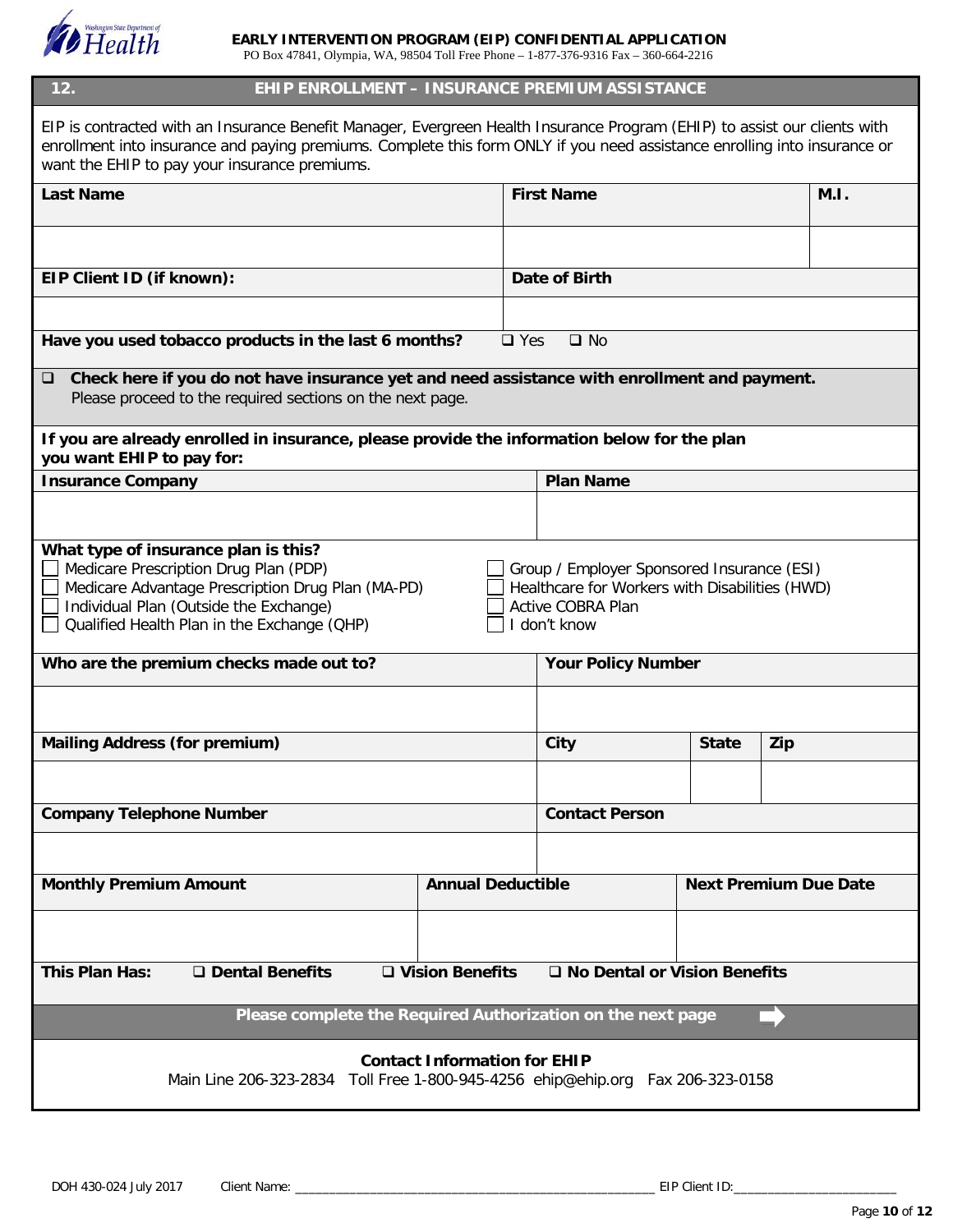**EARLY INTERVENTION PROGRAM (EIP) CONFIDENTIAL APPLICATION**
PO Box 47841, Olympia, WA, 98504 Toll Free Phone – 1-877-376-9316 Fax – 360-664-2216

## 12. EHIP ENROLLMENT – INSURANCE PREMIUM ASSISTANCE

EIP is contracted with an Insurance Benefit Manager, Evergreen Health Insurance Program (EHIP) to assist our clients with enrollment into insurance and paying premiums. Complete this form ONLY if you need assistance enrolling into insurance or want the EHIP to pay your insurance premiums.

| **Last Name** | **First Name** | **M.I.** |
|---|---|---|
| | | |

| **EIP Client ID (if known):** | **Date of Birth** |
|---|---|
| | |

**Have you used tobacco products in the last 6 months?** ☐ Yes ☐ No

☐ **Check here if you do not have insurance yet and need assistance with enrollment and payment.**
Please proceed to the required sections on the next page.

**If you are already enrolled in insurance, please provide the information below for the plan you want EHIP to pay for:**

| **Insurance Company** | **Plan Name** |
|---|---|
| | |

**What type of insurance plan is this?**

- ☐ Medicare Prescription Drug Plan (PDP)
- ☐ Medicare Advantage Prescription Drug Plan (MA-PD)
- ☐ Individual Plan (Outside the Exchange)
- ☐ Qualified Health Plan in the Exchange (QHP)
- ☐ Group / Employer Sponsored Insurance (ESI)
- ☐ Healthcare for Workers with Disabilities (HWD)
- ☐ Active COBRA Plan
- ☐ I don't know

| **Who are the premium checks made out to?** | **Your Policy Number** |
|---|---|
| | |

| **Mailing Address (for premium)** | **City** | **State** | **Zip** |
|---|---|---|---|
| | | | |

| **Company Telephone Number** | **Contact Person** |
|---|---|
| | |

| **Monthly Premium Amount** | **Annual Deductible** | **Next Premium Due Date** |
|---|---|---|
| | | |

**This Plan Has:** ☐ **Dental Benefits** ☐ **Vision Benefits** ☐ **No Dental or Vision Benefits**

**Please complete the Required Authorization on the next page** ➡

**Contact Information for EHIP**
Main Line 206-323-2834 Toll Free 1-800-945-4256 ehip@ehip.org Fax 206-323-0158

DOH 430-024 July 2017 Client Name: ______________________ EIP Client ID: ______________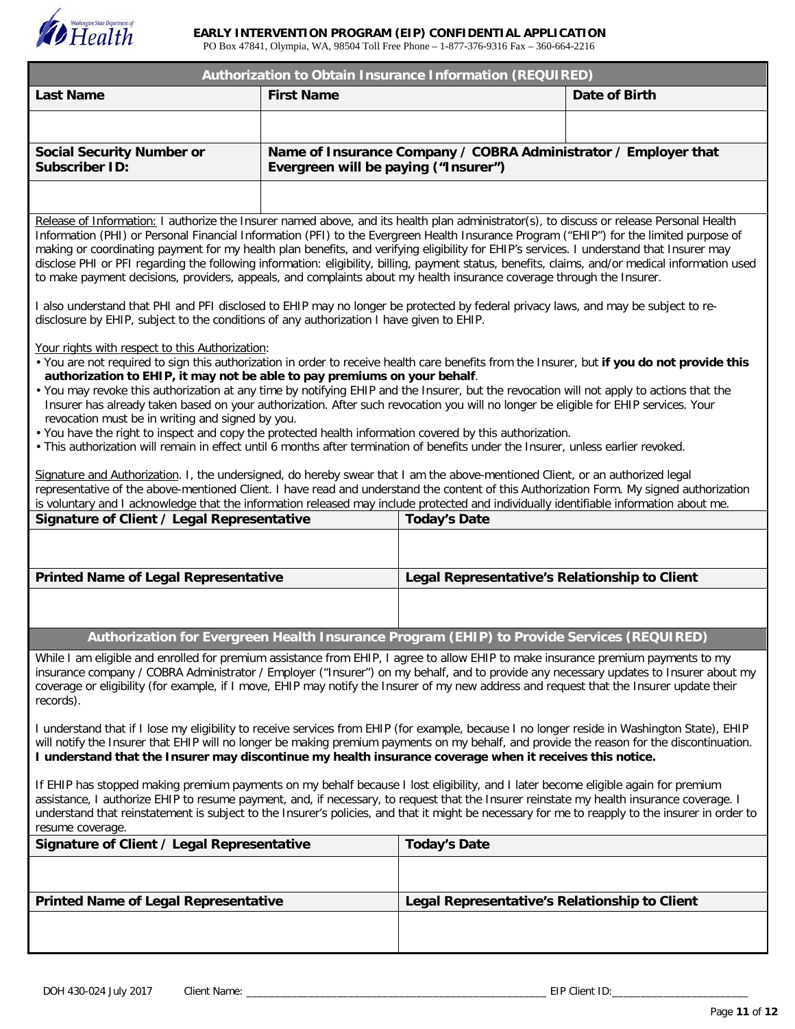**EARLY INTERVENTION PROGRAM (EIP) CONFIDENTIAL APPLICATION**

PO Box 47841, Olympia, WA, 98504 Toll Free Phone – 1-877-376-9316 Fax – 360-664-2216

## Authorization to Obtain Insurance Information (REQUIRED)

| Last Name | First Name | Date of Birth |
|---|---|---|
| | | |

| Social Security Number or Subscriber ID: | Name of Insurance Company / COBRA Administrator / Employer that Evergreen will be paying ("Insurer") |
|---|---|
| | |

Release of Information: I authorize the Insurer named above, and its health plan administrator(s), to discuss or release Personal Health Information (PHI) or Personal Financial Information (PFI) to the Evergreen Health Insurance Program ("EHIP") for the limited purpose of making or coordinating payment for my health plan benefits, and verifying eligibility for EHIP's services. I understand that Insurer may disclose PHI or PFI regarding the following information: eligibility, billing, payment status, benefits, claims, and/or medical information used to make payment decisions, providers, appeals, and complaints about my health insurance coverage through the Insurer.

I also understand that PHI and PFI disclosed to EHIP may no longer be protected by federal privacy laws, and may be subject to re-disclosure by EHIP, subject to the conditions of any authorization I have given to EHIP.

Your rights with respect to this Authorization:

- You are not required to sign this authorization in order to receive health care benefits from the Insurer, but **if you do not provide this authorization to EHIP, it may not be able to pay premiums on your behalf**.
- You may revoke this authorization at any time by notifying EHIP and the Insurer, but the revocation will not apply to actions that the Insurer has already taken based on your authorization. After such revocation you will no longer be eligible for EHIP services. Your revocation must be in writing and signed by you.
- You have the right to inspect and copy the protected health information covered by this authorization.
- This authorization will remain in effect until 6 months after termination of benefits under the Insurer, unless earlier revoked.

Signature and Authorization. I, the undersigned, do hereby swear that I am the above-mentioned Client, or an authorized legal representative of the above-mentioned Client. I have read and understand the content of this Authorization Form. My signed authorization is voluntary and I acknowledge that the information released may include protected and individually identifiable information about me.

| Signature of Client / Legal Representative | Today's Date |
|---|---|
| | |
| **Printed Name of Legal Representative** | **Legal Representative's Relationship to Client** |
| | |

## Authorization for Evergreen Health Insurance Program (EHIP) to Provide Services (REQUIRED)

While I am eligible and enrolled for premium assistance from EHIP, I agree to allow EHIP to make insurance premium payments to my insurance company / COBRA Administrator / Employer ("Insurer") on my behalf, and to provide any necessary updates to Insurer about my coverage or eligibility (for example, if I move, EHIP may notify the Insurer of my new address and request that the Insurer update their records).

I understand that if I lose my eligibility to receive services from EHIP (for example, because I no longer reside in Washington State), EHIP will notify the Insurer that EHIP will no longer be making premium payments on my behalf, and provide the reason for the discontinuation. **I understand that the Insurer may discontinue my health insurance coverage when it receives this notice.**

If EHIP has stopped making premium payments on my behalf because I lost eligibility, and I later become eligible again for premium assistance, I authorize EHIP to resume payment, and, if necessary, to request that the Insurer reinstate my health insurance coverage. I understand that reinstatement is subject to the Insurer's policies, and that it might be necessary for me to reapply to the insurer in order to resume coverage.

| Signature of Client / Legal Representative | Today's Date |
|---|---|
| | |
| **Printed Name of Legal Representative** | **Legal Representative's Relationship to Client** |
| | |

DOH 430-024 July 2017 Client Name: ______________________ EIP Client ID: ______________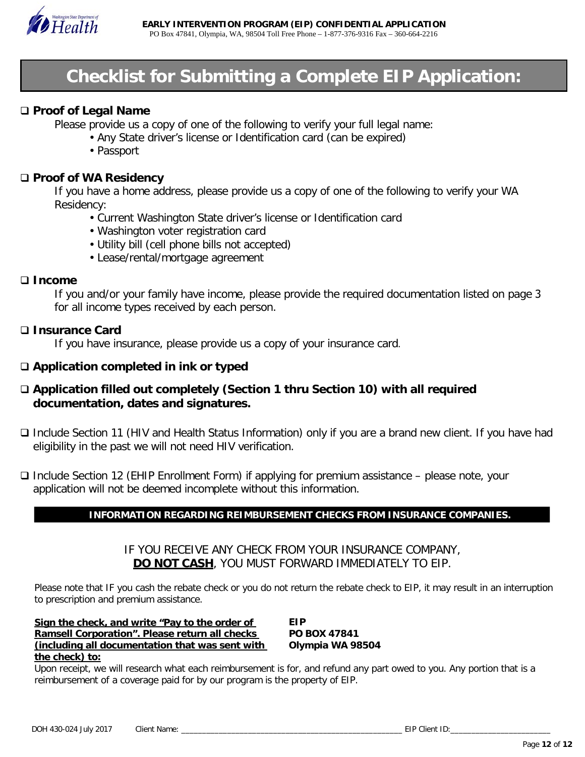# Checklist for Submitting a Complete EIP Application:

- ❑ **Proof of Legal Name**

  Please provide us a copy of one of the following to verify your full legal name:
  - Any State driver's license or Identification card (can be expired)
  - Passport

- ❑ **Proof of WA Residency**

  If you have a home address, please provide us a copy of one of the following to verify your WA Residency:
  - Current Washington State driver's license or Identification card
  - Washington voter registration card
  - Utility bill (cell phone bills not accepted)
  - Lease/rental/mortgage agreement

- ❑ **Income**

  If you and/or your family have income, please provide the required documentation listed on page 3 for all income types received by each person.

- ❑ **Insurance Card**

  If you have insurance, please provide us a copy of your insurance card.

- ❑ **Application completed in ink or typed**

- ❑ **Application filled out completely (Section 1 thru Section 10) with all required documentation, dates and signatures.**

- ❑ Include Section 11 (HIV and Health Status Information) only if you are a brand new client. If you have had eligibility in the past we will not need HIV verification.

- ❑ Include Section 12 (EHIP Enrollment Form) if applying for premium assistance – please note, your application will not be deemed incomplete without this information.

**INFORMATION REGARDING REIMBURSEMENT CHECKS FROM INSURANCE COMPANIES.**

IF YOU RECEIVE ANY CHECK FROM YOUR INSURANCE COMPANY, **DO NOT CASH**, YOU MUST FORWARD IMMEDIATELY TO EIP.

Please note that IF you cash the rebate check or you do not return the rebate check to EIP, it may result in an interruption to prescription and premium assistance.

**Sign the check, and write "Pay to the order of Ramsell Corporation". Please return all checks (including all documentation that was sent with the check) to:**

**EIP**
**PO BOX 47841**
**Olympia WA 98504**

Upon receipt, we will research what each reimbursement is for, and refund any part owed to you. Any portion that is a reimbursement of a coverage paid for by our program is the property of EIP.

DOH 430-024 July 2017 Client Name: ____________________ EIP Client ID: ____________________